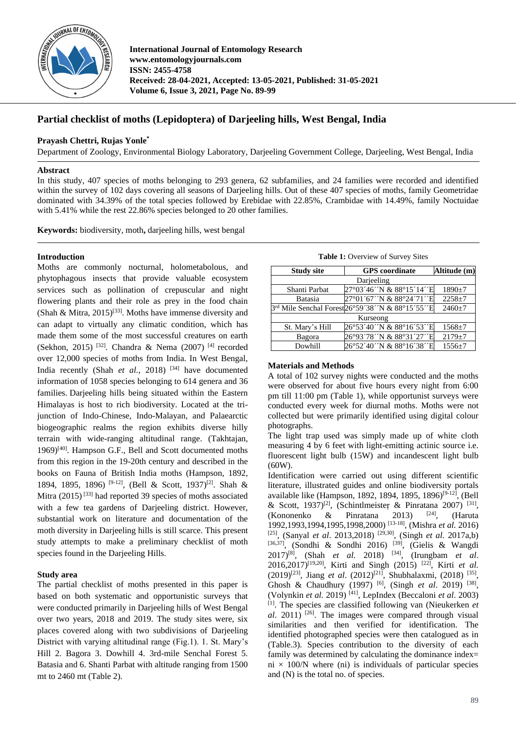# Partial checklist of moths (Lepidoptera) of Darjeeling hills, West Bengal, India

**Prayash Chettri, Rujas Yonle***

Department of Zoology, Environmental Biology Laboratory, Darjeeling Government College, Darjeeling, West Bengal, India

## Abstract

In this study, 407 species of moths belonging to 293 genera, 62 subfamilies, and 24 families were recorded and identified within the survey of 102 days covering all seasons of Darjeeling hills. Out of these 407 species of moths, family Geometridae dominated with 34.39% of the total species followed by Erebidae with 22.85%, Crambidae with 14.49%, family Noctuidae with 5.41% while the rest 22.86% species belonged to 20 other families.

**Keywords:** biodiversity, moth**,** darjeeling hills, west bengal

## Introduction

Moths are commonly nocturnal, holometabolous, and phytophagous insects that provide valuable ecosystem services such as pollination of crepuscular and night flowering plants and their role as prey in the food chain (Shah & Mitra, 2015)[33]. Moths have immense diversity and can adapt to virtually any climatic condition, which has made them some of the most successful creatures on earth (Sekhon, 2015) [32]. Chandra & Nema (2007) [4] recorded over 12,000 species of moths from India. In West Bengal, India recently (Shah *et al.,* 2018) [34] have documented information of 1058 species belonging to 614 genera and 36 families. Darjeeling hills being situated within the Eastern Himalayas is host to rich biodiversity. Located at the tri-junction of Indo-Chinese, Indo-Malayan, and Palaearctic biogeographic realms the region exhibits diverse hilly terrain with wide-ranging altitudinal range. (Takhtajan, 1969)[40]. Hampson G.F., Bell and Scott documented moths from this region in the 19-20th century and described in the books on Fauna of British India moths (Hampson, 1892, 1894, 1895, 1896) [9-12], (Bell & Scott, 1937)[2]. Shah & Mitra (2015) [33] had reported 39 species of moths associated with a few tea gardens of Darjeeling district. However, substantial work on literature and documentation of the moth diversity in Darjeeling hills is still scarce. This present study attempts to make a preliminary checklist of moth species found in the Darjeeling Hills.

## Study area

The partial checklist of moths presented in this paper is based on both systematic and opportunistic surveys that were conducted primarily in Darjeeling hills of West Bengal over two years, 2018 and 2019. The study sites were, six places covered along with two subdivisions of Darjeeling District with varying altitudinal range (Fig.1). 1. St. Mary's Hill 2. Bagora 3. Dowhill 4. 3rd-mile Senchal Forest 5. Batasia and 6. Shanti Parbat with altitude ranging from 1500 mt to 2460 mt (Table 2).

**Table 1:** Overview of Survey Sites

| Study site | GPS coordinate | Altitude (m) |
|---|---|---|
| Darjeeling | | |
| Shanti Parbat | 27°03´46´´N & 88°15´14´´E | 1890±7 |
| Batasia | 27°01´67´´N & 88°24´71´´E | 2258±7 |
| 3rd Mile Senchal Forest | 26°59´38´´N & 88°15´55´´E | 2460±7 |
| Kurseong | | |
| St. Mary's Hill | 26°53´40´´N & 88°16´53´´E | 1568±7 |
| Bagora | 26°93´78´´N & 88°31´27´´E | 2179±7 |
| Dowhill | 26°52´40´´N & 88°16´38´´E | 1556±7 |

## Materials and Methods

A total of 102 survey nights were conducted and the moths were observed for about five hours every night from 6:00 pm till 11:00 pm (Table 1), while opportunist surveys were conducted every week for diurnal moths. Moths were not collected but were primarily identified using digital colour photographs.

The light trap used was simply made up of white cloth measuring 4 by 6 feet with light-emitting actinic source i.e. fluorescent light bulb (15W) and incandescent light bulb (60W).

Identification were carried out using different scientific literature, illustrated guides and online biodiversity portals available like (Hampson, 1892, 1894, 1895, 1896)[9-12], (Bell & Scott, 1937)[2], (Schintlmeister & Pinratana 2007) [31], (Kononenko & Pinratana 2013) [24], (Haruta 1992,1993,1994,1995,1998,2000) [13-18], (Mishra *et al.* 2016) [25], (Sanyal *et al.* 2013,2018) [29,30], (Singh *et al.* 2017a,b) [36,37], (Sondhi & Sondhi 2016) [39], (Gielis & Wangdi 2017)[8], (Shah *et al.* 2018) [34], (Irungbam *et al.* 2016,2017)[19,20], Kirti and Singh (2015) [22], Kirti *et al.* (2019)[23], Jiang *et al.* (2012)[21], Shubhalaxmi, (2018) [35], Ghosh & Chaudhury (1997) [6], (Singh *et al.* 2019) [38], (Volynkin *et al.* 2019) [41], LepIndex (Beccaloni *et al.* 2003) [1]. The species are classified following van (Nieukerken *et al.* 2011) [26]. The images were compared through visual similarities and then verified for identification. The identified photographed species were then catalogued as in (Table.3). Species contribution to the diversity of each family was determined by calculating the dominance index= ni × 100/N where (ni) is individuals of particular species and (N) is the total no. of species.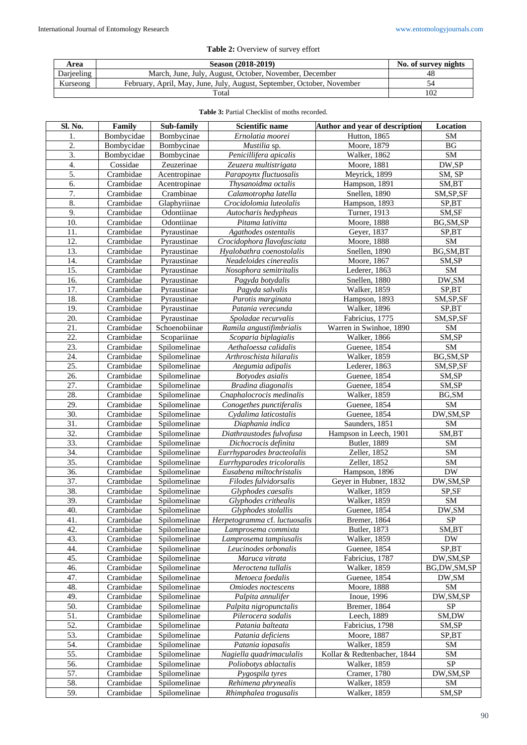**Table 2:** Overview of survey effort

| Area | Season (2018-2019) | No. of survey nights |
|---|---|---|
| Darjeeling | March, June, July, August, October, November, December | 48 |
| Kurseong | February, April, May, June, July, August, September, October, November | 54 |
| Total | | 102 |

**Table 3:** Partial Checklist of moths recorded.

| Sl. No. | Family | Sub-family | Scientific name | Author and year of description | Location |
|---|---|---|---|---|---|
| 1. | Bombycidae | Bombycinae | *Ernolatia moorei* | Hutton, 1865 | SM |
| 2. | Bombycidae | Bombycinae | *Mustilia* sp. | Moore, 1879 | BG |
| 3. | Bombycidae | Bombycinae | *Penicillifera apicalis* | Walker, 1862 | SM |
| 4. | Cossidae | Zeuzerinae | *Zeuzera multistrigata* | Moore, 1881 | DW,SP |
| 5. | Crambidae | Acentropinae | *Parapoynx fluctuosalis* | Meyrick, 1899 | SM, SP |
| 6. | Crambidae | Acentropinae | *Thysanoidma octalis* | Hampson, 1891 | SM,BT |
| 7. | Crambidae | Crambinae | *Calamotropha latella* | Snellen, 1890 | SM,SP,SF |
| 8. | Crambidae | Glaphyriinae | *Crocidolomia luteolalis* | Hampson, 1893 | SP,BT |
| 9. | Crambidae | Odontiinae | *Autocharis hedypheas* | Turner, 1913 | SM,SF |
| 10. | Crambidae | Odontiinae | *Pitama lativitta* | Moore, 1888 | BG,SM,SP |
| 11. | Crambidae | Pyraustinae | *Agathodes ostentalis* | Geyer, 1837 | SP,BT |
| 12. | Crambidae | Pyraustinae | *Crocidophora flavofasciata* | Moore, 1888 | SM |
| 13. | Crambidae | Pyraustinae | *Hyalobathra coenostolalis* | Snellen, 1890 | BG,SM,BT |
| 14. | Crambidae | Pyraustinae | *Neadeloides cinerealis* | Moore, 1867 | SM,SP |
| 15. | Crambidae | Pyraustinae | *Nosophora semitritalis* | Lederer, 1863 | SM |
| 16. | Crambidae | Pyraustinae | *Pagyda botydalis* | Snellen, 1880 | DW,SM |
| 17. | Crambidae | Pyraustinae | *Pagyda salvalis* | Walker, 1859 | SP,BT |
| 18. | Crambidae | Pyraustinae | *Parotis marginata* | Hampson, 1893 | SM,SP,SF |
| 19. | Crambidae | Pyraustinae | *Patania verecunda* | Walker, 1896 | SP,BT |
| 20. | Crambidae | Pyraustinae | *Spoladae recurvalis* | Fabricius, 1775 | SM,SP,SF |
| 21. | Crambidae | Schoenobiinae | *Ramila angustifimbrialis* | Warren in Swinhoe, 1890 | SM |
| 22. | Crambidae | Scopariinae | *Scoparia biplagialis* | Walker, 1866 | SM,SP |
| 23. | Crambidae | Spilomelinae | *Aethaloessa calidalis* | Guenee, 1854 | SM |
| 24. | Crambidae | Spilomelinae | *Arthroschista hilaralis* | Walker, 1859 | BG,SM,SP |
| 25. | Crambidae | Spilomelinae | *Ategumia adipalis* | Lederer, 1863 | SM,SP,SF |
| 26. | Crambidae | Spilomelinae | *Botyodes asialis* | Guenee, 1854 | SM,SP |
| 27. | Crambidae | Spilomelinae | *Bradina diagonalis* | Guenee, 1854 | SM,SP |
| 28. | Crambidae | Spilomelinae | *Cnaphalocrocis medinalis* | Walker, 1859 | BG,SM |
| 29. | Crambidae | Spilomelinae | *Conogethes punctiferalis* | Guenee, 1854 | SM |
| 30. | Crambidae | Spilomelinae | *Cydalima laticostalis* | Guenee, 1854 | DW,SM,SP |
| 31. | Crambidae | Spilomelinae | *Diaphania indica* | Saunders, 1851 | SM |
| 32. | Crambidae | Spilomelinae | *Diathraustodes fulvofusa* | Hampson in Leech, 1901 | SM,BT |
| 33. | Crambidae | Spilomelinae | *Dichocrocis definita* | Butler, 1889 | SM |
| 34. | Crambidae | Spilomelinae | *Eurrhyparodes bracteolalis* | Zeller, 1852 | SM |
| 35. | Crambidae | Spilomelinae | *Eurrhyparodes tricoloralis* | Zeller, 1852 | SM |
| 36. | Crambidae | Spilomelinae | *Eusabena miltochristalis* | Hampson, 1896 | DW |
| 37. | Crambidae | Spilomelinae | *Filodes fulvidorsalis* | Geyer in Hubner, 1832 | DW,SM,SP |
| 38. | Crambidae | Spilomelinae | *Glyphodes caesalis* | Walker, 1859 | SP,SF |
| 39. | Crambidae | Spilomelinae | *Glyphodes crithealis* | Walker, 1859 | SM |
| 40. | Crambidae | Spilomelinae | *Glyphodes stolallis* | Guenee, 1854 | DW,SM |
| 41. | Crambidae | Spilomelinae | *Herpetogramma* cf. *luctuosalis* | Bremer, 1864 | SP |
| 42. | Crambidae | Spilomelinae | *Lamprosema commixta* | Butler, 1873 | SM,BT |
| 43. | Crambidae | Spilomelinae | *Lamprosema tampiusalis* | Walker, 1859 | DW |
| 44. | Crambidae | Spilomelinae | *Leucinodes orbonalis* | Guenee, 1854 | SP,BT |
| 45. | Crambidae | Spilomelinae | *Maruca vitrata* | Fabricius, 1787 | DW,SM,SP |
| 46. | Crambidae | Spilomelinae | *Meroctena tullalis* | Walker, 1859 | BG,DW,SM,SP |
| 47. | Crambidae | Spilomelinae | *Metoeca foedalis* | Guenee, 1854 | DW,SM |
| 48. | Crambidae | Spilomelinae | *Omiodes noctescens* | Moore, 1888 | SM |
| 49. | Crambidae | Spilomelinae | *Palpita annulifer* | Inoue, 1996 | DW,SM,SP |
| 50. | Crambidae | Spilomelinae | *Palpita nigropunctalis* | Bremer, 1864 | SP |
| 51. | Crambidae | Spilomelinae | *Pilerocera sodalis* | Leech, 1889 | SM,DW |
| 52. | Crambidae | Spilomelinae | *Patania balteata* | Fabricius, 1798 | SM,SP |
| 53. | Crambidae | Spilomelinae | *Patania deficiens* | Moore, 1887 | SP,BT |
| 54. | Crambidae | Spilomelinae | *Patania iopasalis* | Walker, 1859 | SM |
| 55. | Crambidae | Spilomelinae | *Nagiella quadrimaculalis* | Kollar & Redtenbacher, 1844 | SM |
| 56. | Crambidae | Spilomelinae | *Poliobotys ablactalis* | Walker, 1859 | SP |
| 57. | Crambidae | Spilomelinae | *Pygospila tyres* | Cramer, 1780 | DW,SM,SP |
| 58. | Crambidae | Spilomelinae | *Rehimena phrynealis* | Walker, 1859 | SM |
| 59. | Crambidae | Spilomelinae | *Rhimphalea trogusalis* | Walker, 1859 | SM,SP |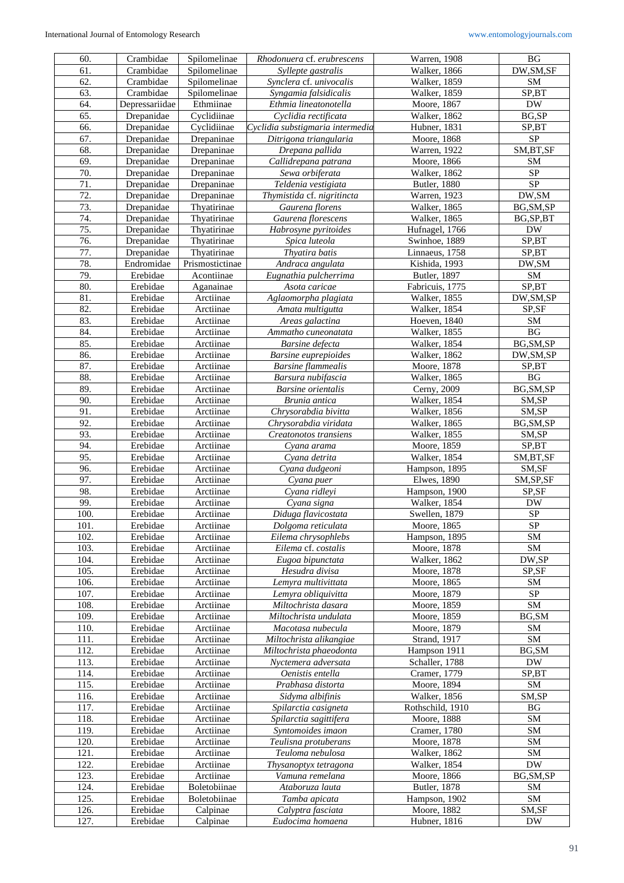| 60. | Crambidae | Spilomelinae | *Rhodonuera* cf. *erubrescens* | Warren, 1908 | BG |
|---|---|---|---|---|---|
| 61. | Crambidae | Spilomelinae | *Syllepte gastralis* | Walker, 1866 | DW,SM,SF |
| 62. | Crambidae | Spilomelinae | *Synclera* cf. *univocalis* | Walker, 1859 | SM |
| 63. | Crambidae | Spilomelinae | *Syngamia falsidicalis* | Walker, 1859 | SP,BT |
| 64. | Depressariidae | Ethmiinae | *Ethmia lineatonotella* | Moore, 1867 | DW |
| 65. | Drepanidae | Cyclidiinae | *Cyclidia rectificata* | Walker, 1862 | BG,SP |
| 66. | Drepanidae | Cyclidiinae | *Cyclidia substigmaria intermedia* | Hubner, 1831 | SP,BT |
| 67. | Drepanidae | Drepaninae | *Ditrigona triangularia* | Moore, 1868 | SP |
| 68. | Drepanidae | Drepaninae | *Drepana pallida* | Warren, 1922 | SM,BT,SF |
| 69. | Drepanidae | Drepaninae | *Callidrepana patrana* | Moore, 1866 | SM |
| 70. | Drepanidae | Drepaninae | *Sewa orbiferata* | Walker, 1862 | SP |
| 71. | Drepanidae | Drepaninae | *Teldenia vestigiata* | Butler, 1880 | SP |
| 72. | Drepanidae | Drepaninae | *Thymistida* cf. *nigritincta* | Warren, 1923 | DW,SM |
| 73. | Drepanidae | Thyatirinae | *Gaurena florens* | Walker, 1865 | BG,SM,SP |
| 74. | Drepanidae | Thyatirinae | *Gaurena florescens* | Walker, 1865 | BG,SP,BT |
| 75. | Drepanidae | Thyatirinae | *Habrosyne pyritoides* | Hufnagel, 1766 | DW |
| 76. | Drepanidae | Thyatirinae | *Spica luteola* | Swinhoe, 1889 | SP,BT |
| 77. | Drepanidae | Thyatirinae | *Thyatira batis* | Linnaeus, 1758 | SP,BT |
| 78. | Endromidae | Prismostictinae | *Andraca angulata* | Kishida, 1993 | DW,SM |
| 79. | Erebidae | Acontiinae | *Eugnathia pulcherrima* | Butler, 1897 | SM |
| 80. | Erebidae | Aganainae | *Asota caricae* | Fabricuis, 1775 | SP,BT |
| 81. | Erebidae | Arctiinae | *Aglaomorpha plagiata* | Walker, 1855 | DW,SM,SP |
| 82. | Erebidae | Arctiinae | *Amata multigutta* | Walker, 1854 | SP,SF |
| 83. | Erebidae | Arctiinae | *Areas galactina* | Hoeven, 1840 | SM |
| 84. | Erebidae | Arctiinae | *Ammatho cuneonatata* | Walker, 1855 | BG |
| 85. | Erebidae | Arctiinae | *Barsine defecta* | Walker, 1854 | BG,SM,SP |
| 86. | Erebidae | Arctiinae | *Barsine euprepioides* | Walker, 1862 | DW,SM,SP |
| 87. | Erebidae | Arctiinae | *Barsine flammealis* | Moore, 1878 | SP,BT |
| 88. | Erebidae | Arctiinae | *Barsura nubifascia* | Walker, 1865 | BG |
| 89. | Erebidae | Arctiinae | *Barsine orientalis* | Cerny, 2009 | BG,SM,SP |
| 90. | Erebidae | Arctiinae | *Brunia antica* | Walker, 1854 | SM,SP |
| 91. | Erebidae | Arctiinae | *Chrysorabdia bivitta* | Walker, 1856 | SM,SP |
| 92. | Erebidae | Arctiinae | *Chrysorabdia viridata* | Walker, 1865 | BG,SM,SP |
| 93. | Erebidae | Arctiinae | *Creatonotos transiens* | Walker, 1855 | SM,SP |
| 94. | Erebidae | Arctiinae | *Cyana arama* | Moore, 1859 | SP,BT |
| 95. | Erebidae | Arctiinae | *Cyana detrita* | Walker, 1854 | SM,BT,SF |
| 96. | Erebidae | Arctiinae | *Cyana dudgeoni* | Hampson, 1895 | SM,SF |
| 97. | Erebidae | Arctiinae | *Cyana puer* | Elwes, 1890 | SM,SP,SF |
| 98. | Erebidae | Arctiinae | *Cyana ridleyi* | Hampson, 1900 | SP,SF |
| 99. | Erebidae | Arctiinae | *Cyana signa* | Walker, 1854 | DW |
| 100. | Erebidae | Arctiinae | *Diduga flavicostata* | Swellen, 1879 | SP |
| 101. | Erebidae | Arctiinae | *Dolgoma reticulata* | Moore, 1865 | SP |
| 102. | Erebidae | Arctiinae | *Eilema chrysophlebs* | Hampson, 1895 | SM |
| 103. | Erebidae | Arctiinae | *Eilema* cf. *costalis* | Moore, 1878 | SM |
| 104. | Erebidae | Arctiinae | *Eugoa bipunctata* | Walker, 1862 | DW,SP |
| 105. | Erebidae | Arctiinae | *Hesudra divisa* | Moore, 1878 | SP,SF |
| 106. | Erebidae | Arctiinae | *Lemyra multivittata* | Moore, 1865 | SM |
| 107. | Erebidae | Arctiinae | *Lemyra obliquivitta* | Moore, 1879 | SP |
| 108. | Erebidae | Arctiinae | *Miltochrista dasara* | Moore, 1859 | SM |
| 109. | Erebidae | Arctiinae | *Miltochrista undulata* | Moore, 1859 | BG,SM |
| 110. | Erebidae | Arctiinae | *Macotasa nubecula* | Moore, 1879 | SM |
| 111. | Erebidae | Arctiinae | *Miltochrista alikangiae* | Strand, 1917 | SM |
| 112. | Erebidae | Arctiinae | *Miltochrista phaeodonta* | Hampson 1911 | BG,SM |
| 113. | Erebidae | Arctiinae | *Nyctemera adversata* | Schaller, 1788 | DW |
| 114. | Erebidae | Arctiinae | *Oenistis entella* | Cramer, 1779 | SP,BT |
| 115. | Erebidae | Arctiinae | *Prabhasa distorta* | Moore, 1894 | SM |
| 116. | Erebidae | Arctiinae | *Sidyma albifinis* | Walker, 1856 | SM,SP |
| 117. | Erebidae | Arctiinae | *Spilarctia casigneta* | Rothschild, 1910 | BG |
| 118. | Erebidae | Arctiinae | *Spilarctia sagittifera* | Moore, 1888 | SM |
| 119. | Erebidae | Arctiinae | *Syntomoides imaon* | Cramer, 1780 | SM |
| 120. | Erebidae | Arctiinae | *Teulisna protuberans* | Moore, 1878 | SM |
| 121. | Erebidae | Arctiinae | *Teuloma nebulosa* | Walker, 1862 | SM |
| 122. | Erebidae | Arctiinae | *Thysanoptyx tetragona* | Walker, 1854 | DW |
| 123. | Erebidae | Arctiinae | *Vamuna remelana* | Moore, 1866 | BG,SM,SP |
| 124. | Erebidae | Boletobiinae | *Ataboruza lauta* | Butler, 1878 | SM |
| 125. | Erebidae | Boletobiinae | *Tamba apicata* | Hampson, 1902 | SM |
| 126. | Erebidae | Calpinae | *Calyptra fasciata* | Moore, 1882 | SM,SF |
| 127. | Erebidae | Calpinae | *Eudocima homaena* | Hubner, 1816 | DW |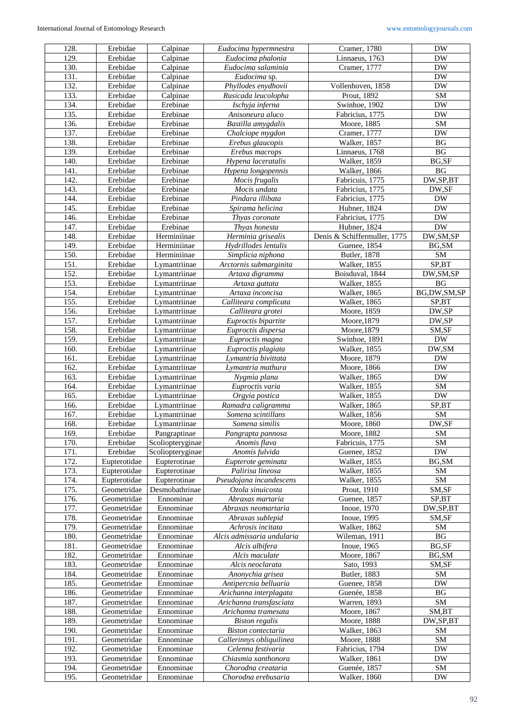| 128. | Erebidae | Calpinae | *Eudocima hypermnestra* | Cramer, 1780 | DW |
|---|---|---|---|---|---|
| 129. | Erebidae | Calpinae | *Eudocima phalonia* | Linnaeus, 1763 | DW |
| 130. | Erebidae | Calpinae | *Eudocima salaminia* | Cramer, 1777 | DW |
| 131. | Erebidae | Calpinae | *Eudocima* sp. | | DW |
| 132. | Erebidae | Calpinae | *Phyllodes enydhovii* | Vollenhoven, 1858 | DW |
| 133. | Erebidae | Calpinae | *Rusicada leucolopha* | Prout, 1892 | SM |
| 134. | Erebidae | Erebinae | *Ischyja inferna* | Swinhoe, 1902 | DW |
| 135. | Erebidae | Erebinae | *Anisoneura aluco* | Fabricius, 1775 | DW |
| 136. | Erebidae | Erebinae | *Bastilla amygdalis* | Moore, 1885 | SM |
| 137. | Erebidae | Erebinae | *Chalciope mygdon* | Cramer, 1777 | DW |
| 138. | Erebidae | Erebinae | *Erebus glaucopis* | Walker, 1857 | BG |
| 139. | Erebidae | Erebinae | *Erebus macrops* | Linnaeus, 1768 | BG |
| 140. | Erebidae | Erebinae | *Hypena laceratalis* | Walker, 1859 | BG,SF |
| 141. | Erebidae | Erebinae | *Hypena longopennis* | Walker, 1866 | BG |
| 142. | Erebidae | Erebinae | *Mocis frugalis* | Fabricuis, 1775 | DW,SP,BT |
| 143. | Erebidae | Erebinae | *Mocis undata* | Fabricius, 1775 | DW,SF |
| 144. | Erebidae | Erebinae | *Pindara illibata* | Fabricius, 1775 | DW |
| 145. | Erebidae | Erebinae | *Spirama helicina* | Hubner, 1824 | DW |
| 146. | Erebidae | Erebinae | *Thyas coronate* | Fabricius, 1775 | DW |
| 147. | Erebidae | Erebinae | *Thyas honesta* | Hubner, 1824 | DW |
| 148. | Erebidae | Herminiinae | *Herminia grisealis* | Denis & Schiffermuller, 1775 | DW,SM,SP |
| 149. | Erebidae | Herminiinae | *Hydrillodes lentalis* | Guenee, 1854 | BG,SM |
| 150. | Erebidae | Herminiinae | *Simplicia niphona* | Butler, 1878 | SM |
| 151. | Erebidae | Lymantriinae | *Arctornis submarginita* | Walker, 1855 | SP,BT |
| 152. | Erebidae | Lymantriinae | *Artaxa digramma* | Boisduval, 1844 | DW,SM,SP |
| 153. | Erebidae | Lymantriinae | *Artaxa guttata* | Walker, 1855 | BG |
| 154. | Erebidae | Lymantriinae | *Artaxa inconcisa* | Walker, 1865 | BG,DW,SM,SP |
| 155. | Erebidae | Lymantriinae | *Calliteara complicata* | Walker, 1865 | SP,BT |
| 156. | Erebidae | Lymantriinae | *Calliteara grotei* | Moore, 1859 | DW,SP |
| 157. | Erebidae | Lymantriinae | *Euproctis bipartite* | Moore,1879 | DW,SP |
| 158. | Erebidae | Lymantriinae | *Euproctis dispersa* | Moore,1879 | SM,SF |
| 159. | Erebidae | Lymantriinae | *Euproctis magna* | Swinhoe, 1891 | DW |
| 160. | Erebidae | Lymantriinae | *Euproctis plagiata* | Walker, 1855 | DW,SM |
| 161. | Erebidae | Lymantriinae | *Lymantria bivittata* | Moore, 1879 | DW |
| 162. | Erebidae | Lymantriinae | *Lymantria mathura* | Moore, 1866 | DW |
| 163. | Erebidae | Lymantriinae | *Nygmia plana* | Walker, 1865 | DW |
| 164. | Erebidae | Lymantriinae | *Euproctis varia* | Walker, 1855 | SM |
| 165. | Erebidae | Lymantriinae | *Orgyia postica* | Walker, 1855 | DW |
| 166. | Erebidae | Lymantriinae | *Ramadra caligramma* | Walker, 1865 | SP,BT |
| 167. | Erebidae | Lymantriinae | *Somena scintillans* | Walker, 1856 | SM |
| 168. | Erebidae | Lymantriinae | *Somena similis* | Moore, 1860 | DW,SF |
| 169. | Erebidae | Pangraptinae | *Pangrapta pannosa* | Moore, 1882 | SM |
| 170. | Erebidae | Scoliopteryginae | *Anomis flava* | Fabricuis, 1775 | SM |
| 171. | Erebidae | Scoliopteryginae | *Anomis fulvida* | Guenee, 1852 | DW |
| 172. | Eupterotidae | Eupterotinae | *Eupterote geminata* | Walker, 1855 | BG,SM |
| 173. | Eupterotidae | Eupterotinae | *Palirisa lineosa* | Walker, 1855 | SM |
| 174. | Eupterotidae | Eupterotinae | *Pseudojana incandescens* | Walker, 1855 | SM |
| 175. | Geometridae | Desmobathrinae | *Ozola sinuicosta* | Prout, 1910 | SM,SF |
| 176. | Geometridae | Ennominae | *Abraxas martaria* | Guenee, 1857 | SP,BT |
| 177. | Geometridae | Ennominae | *Abraxas neomartaria* | Inoue, 1970 | DW,SP,BT |
| 178. | Geometridae | Ennominae | *Abraxas sublepid* | Inoue, 1995 | SM,SF |
| 179. | Geometridae | Ennominae | *Achrosis incitata* | Walker, 1862 | SM |
| 180. | Geometridae | Ennominae | *Alcis admissaria undularia* | Wileman, 1911 | BG |
| 181. | Geometridae | Ennominae | *Alcis albifera* | Inoue, 1965 | BG,SF |
| 182. | Geometridae | Ennominae | *Alcis maculate* | Moore, 1867 | BG,SM |
| 183. | Geometridae | Ennominae | *Alcis neoclarata* | Sato, 1993 | SM,SF |
| 184. | Geometridae | Ennominae | *Anonychia grisea* | Butler, 1883 | SM |
| 185. | Geometridae | Ennominae | *Antipercnia belluaria* | Guenee, 1858 | DW |
| 186. | Geometridae | Ennominae | *Arichanna interplagata* | Guenée, 1858 | BG |
| 187. | Geometridae | Ennominae | *Arichanna transfasciata* | Warren, 1893 | SM |
| 188. | Geometridae | Ennominae | *Arichanna tramesata* | Moore, 1867 | SM,BT |
| 189. | Geometridae | Ennominae | *Biston regalis* | Moore, 1888 | DW,SP,BT |
| 190. | Geometridae | Ennominae | *Biston contectaria* | Walker, 1863 | SM |
| 191. | Geometridae | Ennominae | *Callerinnys obliquilinea* | Moore, 1888 | SM |
| 192. | Geometridae | Ennominae | *Celenna festivaria* | Fabricius, 1794 | DW |
| 193. | Geometridae | Ennominae | *Chiasmia xanthonora* | Walker, 1861 | DW |
| 194. | Geometridae | Ennominae | *Chorodna creataria* | Guenée, 1857 | SM |
| 195. | Geometridae | Ennominae | *Chorodna erebusaria* | Walker, 1860 | DW |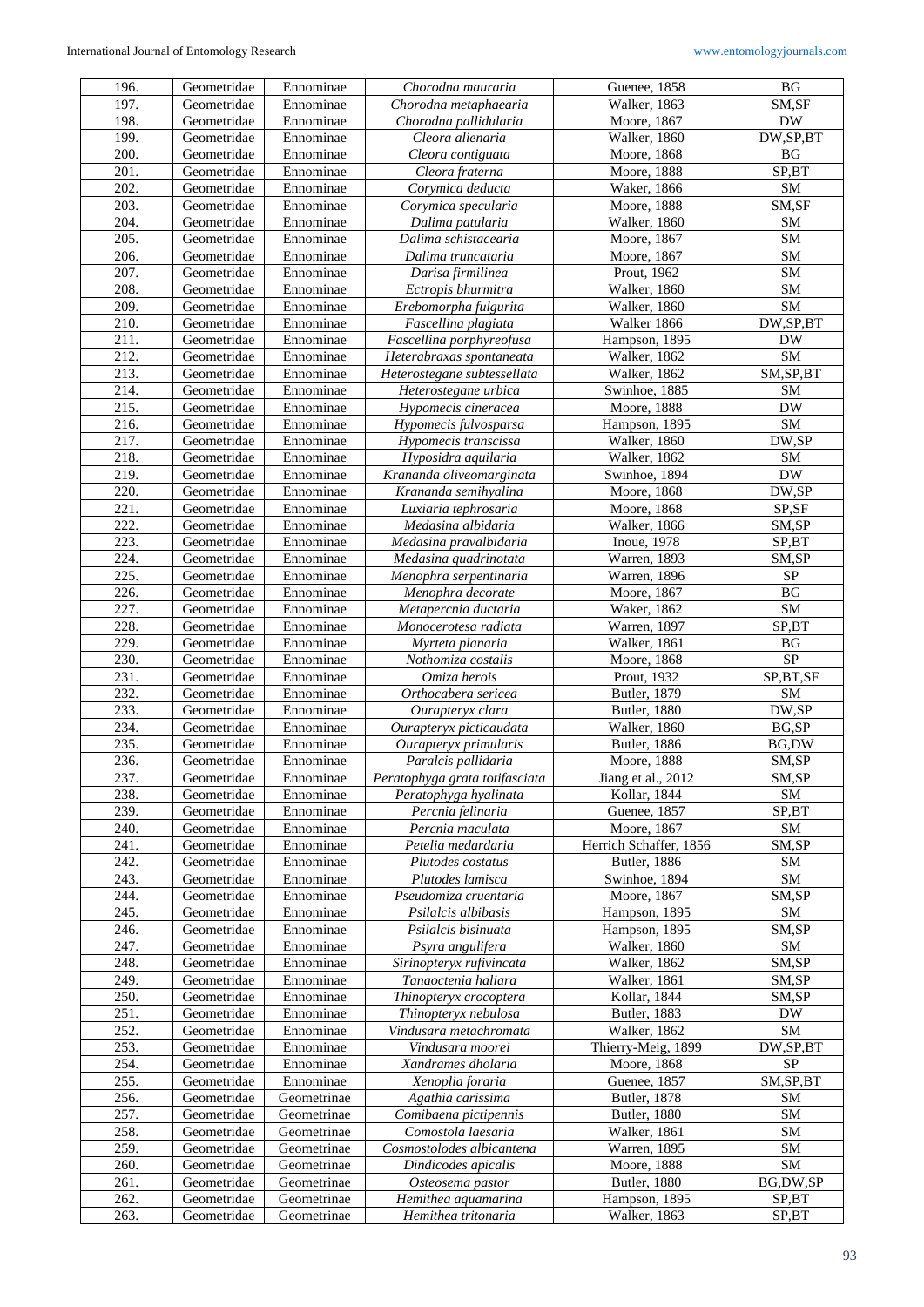| | | | | | |
|---|---|---|---|---|---|
| 196. | Geometridae | Ennominae | *Chorodna mauraria* | Guenee, 1858 | BG |
| 197. | Geometridae | Ennominae | *Chorodna metaphaearia* | Walker, 1863 | SM,SF |
| 198. | Geometridae | Ennominae | *Chorodna pallidularia* | Moore, 1867 | DW |
| 199. | Geometridae | Ennominae | *Cleora alienaria* | Walker, 1860 | DW,SP,BT |
| 200. | Geometridae | Ennominae | *Cleora contiguata* | Moore, 1868 | BG |
| 201. | Geometridae | Ennominae | *Cleora fraterna* | Moore, 1888 | SP,BT |
| 202. | Geometridae | Ennominae | *Corymica deducta* | Waker, 1866 | SM |
| 203. | Geometridae | Ennominae | *Corymica specularia* | Moore, 1888 | SM,SF |
| 204. | Geometridae | Ennominae | *Dalima patularia* | Walker, 1860 | SM |
| 205. | Geometridae | Ennominae | *Dalima schistacearia* | Moore, 1867 | SM |
| 206. | Geometridae | Ennominae | *Dalima truncataria* | Moore, 1867 | SM |
| 207. | Geometridae | Ennominae | *Darisa firmilinea* | Prout, 1962 | SM |
| 208. | Geometridae | Ennominae | *Ectropis bhurmitra* | Walker, 1860 | SM |
| 209. | Geometridae | Ennominae | *Erebomorpha fulgurita* | Walker, 1860 | SM |
| 210. | Geometridae | Ennominae | *Fascellina plagiata* | Walker 1866 | DW,SP,BT |
| 211. | Geometridae | Ennominae | *Fascellina porphyreofusa* | Hampson, 1895 | DW |
| 212. | Geometridae | Ennominae | *Heterabraxas spontaneata* | Walker, 1862 | SM |
| 213. | Geometridae | Ennominae | *Heterostegane subtessellata* | Walker, 1862 | SM,SP,BT |
| 214. | Geometridae | Ennominae | *Heterostegane urbica* | Swinhoe, 1885 | SM |
| 215. | Geometridae | Ennominae | *Hypomecis cineracea* | Moore, 1888 | DW |
| 216. | Geometridae | Ennominae | *Hypomecis fulvosparsa* | Hampson, 1895 | SM |
| 217. | Geometridae | Ennominae | *Hypomecis transcissa* | Walker, 1860 | DW,SP |
| 218. | Geometridae | Ennominae | *Hyposidra aquilaria* | Walker, 1862 | SM |
| 219. | Geometridae | Ennominae | *Krananda oliveomarginata* | Swinhoe, 1894 | DW |
| 220. | Geometridae | Ennominae | *Krananda semihyalina* | Moore, 1868 | DW,SP |
| 221. | Geometridae | Ennominae | *Luxiaria tephrosaria* | Moore, 1868 | SP,SF |
| 222. | Geometridae | Ennominae | *Medasina albidaria* | Walker, 1866 | SM,SP |
| 223. | Geometridae | Ennominae | *Medasina pravalbidaria* | Inoue, 1978 | SP,BT |
| 224. | Geometridae | Ennominae | *Medasina quadrinotata* | Warren, 1893 | SM,SP |
| 225. | Geometridae | Ennominae | *Menophra serpentinaria* | Warren, 1896 | SP |
| 226. | Geometridae | Ennominae | *Menophra decorate* | Moore, 1867 | BG |
| 227. | Geometridae | Ennominae | *Metapercnia ductaria* | Waker, 1862 | SM |
| 228. | Geometridae | Ennominae | *Monocerotesa radiata* | Warren, 1897 | SP,BT |
| 229. | Geometridae | Ennominae | *Myrteta planaria* | Walker, 1861 | BG |
| 230. | Geometridae | Ennominae | *Nothomiza costalis* | Moore, 1868 | SP |
| 231. | Geometridae | Ennominae | *Omiza herois* | Prout, 1932 | SP,BT,SF |
| 232. | Geometridae | Ennominae | *Orthocabera sericea* | Butler, 1879 | SM |
| 233. | Geometridae | Ennominae | *Ourapteryx clara* | Butler, 1880 | DW,SP |
| 234. | Geometridae | Ennominae | *Ourapteryx picticaudata* | Walker, 1860 | BG,SP |
| 235. | Geometridae | Ennominae | *Ourapteryx primularis* | Butler, 1886 | BG,DW |
| 236. | Geometridae | Ennominae | *Paralcis pallidaria* | Moore, 1888 | SM,SP |
| 237. | Geometridae | Ennominae | *Peratophyga grata totifasciata* | Jiang et al., 2012 | SM,SP |
| 238. | Geometridae | Ennominae | *Peratophyga hyalinata* | Kollar, 1844 | SM |
| 239. | Geometridae | Ennominae | *Percnia felinaria* | Guenee, 1857 | SP,BT |
| 240. | Geometridae | Ennominae | *Percnia maculata* | Moore, 1867 | SM |
| 241. | Geometridae | Ennominae | *Petelia medardaria* | Herrich Schaffer, 1856 | SM,SP |
| 242. | Geometridae | Ennominae | *Plutodes costatus* | Butler, 1886 | SM |
| 243. | Geometridae | Ennominae | *Plutodes lamisca* | Swinhoe, 1894 | SM |
| 244. | Geometridae | Ennominae | *Pseudomiza cruentaria* | Moore, 1867 | SM,SP |
| 245. | Geometridae | Ennominae | *Psilalcis albibasis* | Hampson, 1895 | SM |
| 246. | Geometridae | Ennominae | *Psilalcis bisinuata* | Hampson, 1895 | SM,SP |
| 247. | Geometridae | Ennominae | *Psyra angulifera* | Walker, 1860 | SM |
| 248. | Geometridae | Ennominae | *Sirinopteryx rufivincata* | Walker, 1862 | SM,SP |
| 249. | Geometridae | Ennominae | *Tanaoctenia haliara* | Walker, 1861 | SM,SP |
| 250. | Geometridae | Ennominae | *Thinopteryx crocoptera* | Kollar, 1844 | SM,SP |
| 251. | Geometridae | Ennominae | *Thinopteryx nebulosa* | Butler, 1883 | DW |
| 252. | Geometridae | Ennominae | *Vindusara metachromata* | Walker, 1862 | SM |
| 253. | Geometridae | Ennominae | *Vindusara moorei* | Thierry-Meig, 1899 | DW,SP,BT |
| 254. | Geometridae | Ennominae | *Xandrames dholaria* | Moore, 1868 | SP |
| 255. | Geometridae | Ennominae | *Xenoplia foraria* | Guenee, 1857 | SM,SP,BT |
| 256. | Geometridae | Geometrinae | *Agathia carissima* | Butler, 1878 | SM |
| 257. | Geometridae | Geometrinae | *Comibaena pictipennis* | Butler, 1880 | SM |
| 258. | Geometridae | Geometrinae | *Comostola laesaria* | Walker, 1861 | SM |
| 259. | Geometridae | Geometrinae | *Cosmostolodes albicantena* | Warren, 1895 | SM |
| 260. | Geometridae | Geometrinae | *Dindicodes apicalis* | Moore, 1888 | SM |
| 261. | Geometridae | Geometrinae | *Osteosema pastor* | Butler, 1880 | BG,DW,SP |
| 262. | Geometridae | Geometrinae | *Hemithea aquamarina* | Hampson, 1895 | SP,BT |
| 263. | Geometridae | Geometrinae | *Hemithea tritonaria* | Walker, 1863 | SP,BT |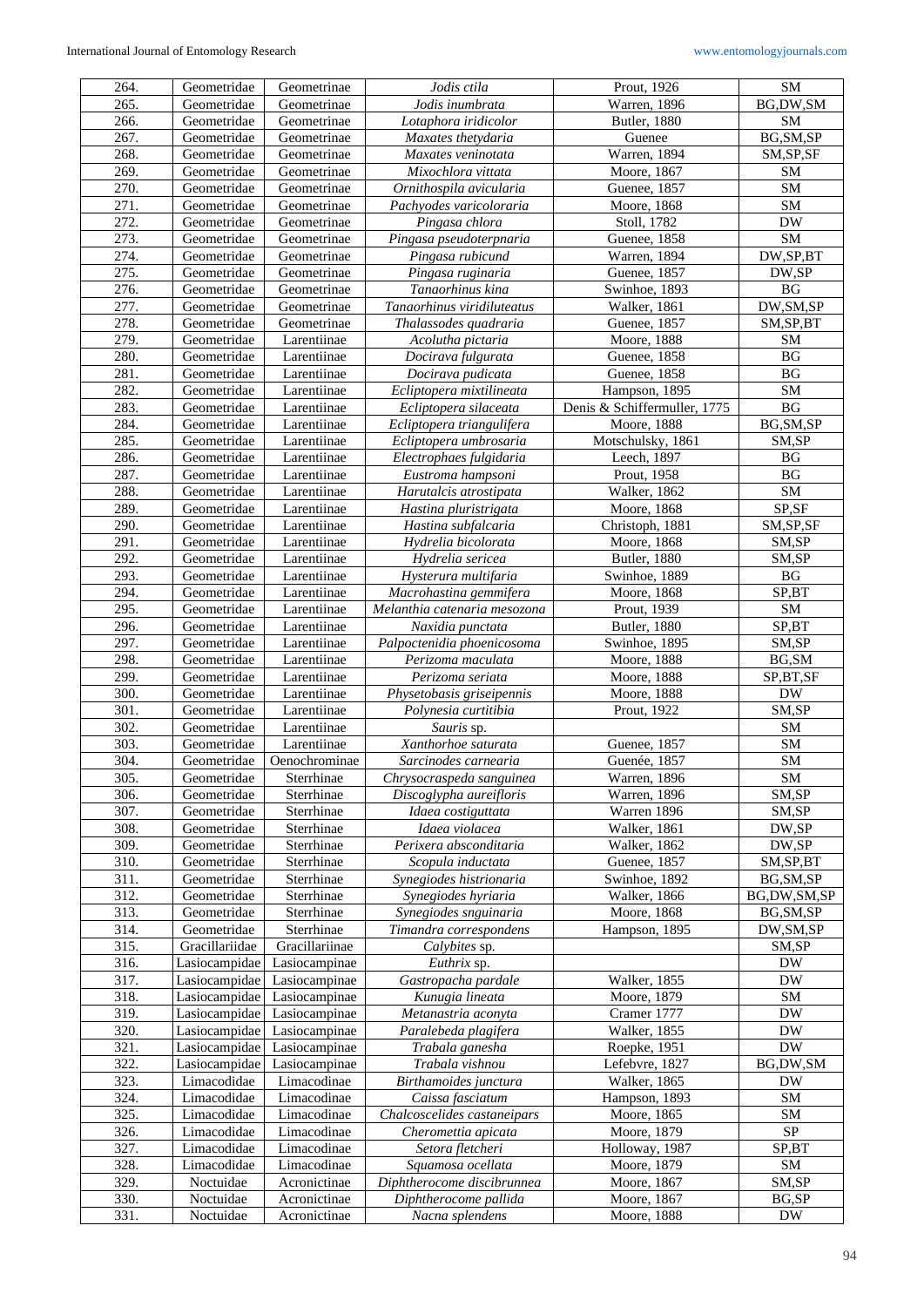| 264. | Geometridae | Geometrinae | *Jodis ctila* | Prout, 1926 | SM |
|---|---|---|---|---|---|
| 265. | Geometridae | Geometrinae | *Jodis inumbrata* | Warren, 1896 | BG,DW,SM |
| 266. | Geometridae | Geometrinae | *Lotaphora iridicolor* | Butler, 1880 | SM |
| 267. | Geometridae | Geometrinae | *Maxates thetydaria* | Guenee | BG,SM,SP |
| 268. | Geometridae | Geometrinae | *Maxates veninotata* | Warren, 1894 | SM,SP,SF |
| 269. | Geometridae | Geometrinae | *Mixochlora vittata* | Moore, 1867 | SM |
| 270. | Geometridae | Geometrinae | *Ornithospila avicularia* | Guenee, 1857 | SM |
| 271. | Geometridae | Geometrinae | *Pachyodes varicoloraria* | Moore, 1868 | SM |
| 272. | Geometridae | Geometrinae | *Pingasa chlora* | Stoll, 1782 | DW |
| 273. | Geometridae | Geometrinae | *Pingasa pseudoterpnaria* | Guenee, 1858 | SM |
| 274. | Geometridae | Geometrinae | *Pingasa rubicund* | Warren, 1894 | DW,SP,BT |
| 275. | Geometridae | Geometrinae | *Pingasa ruginaria* | Guenee, 1857 | DW,SP |
| 276. | Geometridae | Geometrinae | *Tanaorhinus kina* | Swinhoe, 1893 | BG |
| 277. | Geometridae | Geometrinae | *Tanaorhinus viridiluteatus* | Walker, 1861 | DW,SM,SP |
| 278. | Geometridae | Geometrinae | *Thalassodes quadraria* | Guenee, 1857 | SM,SP,BT |
| 279. | Geometridae | Larentiinae | *Acolutha pictaria* | Moore, 1888 | SM |
| 280. | Geometridae | Larentiinae | *Docirava fulgurata* | Guenee, 1858 | BG |
| 281. | Geometridae | Larentiinae | *Docirava pudicata* | Guenee, 1858 | BG |
| 282. | Geometridae | Larentiinae | *Ecliptopera mixtilineata* | Hampson, 1895 | SM |
| 283. | Geometridae | Larentiinae | *Ecliptopera silaceata* | Denis & Schiffermuller, 1775 | BG |
| 284. | Geometridae | Larentiinae | *Ecliptopera triangulifera* | Moore, 1888 | BG,SM,SP |
| 285. | Geometridae | Larentiinae | *Ecliptopera umbrosaria* | Motschulsky, 1861 | SM,SP |
| 286. | Geometridae | Larentiinae | *Electrophaes fulgidaria* | Leech, 1897 | BG |
| 287. | Geometridae | Larentiinae | *Eustroma hampsoni* | Prout, 1958 | BG |
| 288. | Geometridae | Larentiinae | *Harutalcis atrostipata* | Walker, 1862 | SM |
| 289. | Geometridae | Larentiinae | *Hastina pluristrigata* | Moore, 1868 | SP,SF |
| 290. | Geometridae | Larentiinae | *Hastina subfalcaria* | Christoph, 1881 | SM,SP,SF |
| 291. | Geometridae | Larentiinae | *Hydrelia bicolorata* | Moore, 1868 | SM,SP |
| 292. | Geometridae | Larentiinae | *Hydrelia sericea* | Butler, 1880 | SM,SP |
| 293. | Geometridae | Larentiinae | *Hysterura multifaria* | Swinhoe, 1889 | BG |
| 294. | Geometridae | Larentiinae | *Macrohastina gemmifera* | Moore, 1868 | SP,BT |
| 295. | Geometridae | Larentiinae | *Melanthia catenaria mesozona* | Prout, 1939 | SM |
| 296. | Geometridae | Larentiinae | *Naxidia punctata* | Butler, 1880 | SP,BT |
| 297. | Geometridae | Larentiinae | *Palpoctenidia phoenicosoma* | Swinhoe, 1895 | SM,SP |
| 298. | Geometridae | Larentiinae | *Perizoma maculata* | Moore, 1888 | BG,SM |
| 299. | Geometridae | Larentiinae | *Perizoma seriata* | Moore, 1888 | SP,BT,SF |
| 300. | Geometridae | Larentiinae | *Physetobasis griseipennis* | Moore, 1888 | DW |
| 301. | Geometridae | Larentiinae | *Polynesia curtitibia* | Prout, 1922 | SM,SP |
| 302. | Geometridae | Larentiinae | *Sauris* sp. | | SM |
| 303. | Geometridae | Larentiinae | *Xanthorhoe saturata* | Guenee, 1857 | SM |
| 304. | Geometridae | Oenochrominae | *Sarcinodes carnearia* | Guenée, 1857 | SM |
| 305. | Geometridae | Sterrhinae | *Chrysocraspeda sanguinea* | Warren, 1896 | SM |
| 306. | Geometridae | Sterrhinae | *Discoglypha aureifloris* | Warren, 1896 | SM,SP |
| 307. | Geometridae | Sterrhinae | *Idaea costiguttata* | Warren 1896 | SM,SP |
| 308. | Geometridae | Sterrhinae | *Idaea violacea* | Walker, 1861 | DW,SP |
| 309. | Geometridae | Sterrhinae | *Perixera absconditaria* | Walker, 1862 | DW,SP |
| 310. | Geometridae | Sterrhinae | *Scopula inductata* | Guenee, 1857 | SM,SP,BT |
| 311. | Geometridae | Sterrhinae | *Synegiodes histrionaria* | Swinhoe, 1892 | BG,SM,SP |
| 312. | Geometridae | Sterrhinae | *Synegiodes hyriaria* | Walker, 1866 | BG,DW,SM,SP |
| 313. | Geometridae | Sterrhinae | *Synegiodes snguinaria* | Moore, 1868 | BG,SM,SP |
| 314. | Geometridae | Sterrhinae | *Timandra correspondens* | Hampson, 1895 | DW,SM,SP |
| 315. | Gracillariidae | Gracillariinae | *Calybites* sp. | | SM,SP |
| 316. | Lasiocampidae | Lasiocampinae | *Euthrix* sp. | | DW |
| 317. | Lasiocampidae | Lasiocampinae | *Gastropacha pardale* | Walker, 1855 | DW |
| 318. | Lasiocampidae | Lasiocampinae | *Kunugia lineata* | Moore, 1879 | SM |
| 319. | Lasiocampidae | Lasiocampinae | *Metanastria aconyta* | Cramer 1777 | DW |
| 320. | Lasiocampidae | Lasiocampinae | *Paralebeda plagifera* | Walker, 1855 | DW |
| 321. | Lasiocampidae | Lasiocampinae | *Trabala ganesha* | Roepke, 1951 | DW |
| 322. | Lasiocampidae | Lasiocampinae | *Trabala vishnou* | Lefebvre, 1827 | BG,DW,SM |
| 323. | Limacodidae | Limacodinae | *Birthamoides junctura* | Walker, 1865 | DW |
| 324. | Limacodidae | Limacodinae | *Caissa fasciatum* | Hampson, 1893 | SM |
| 325. | Limacodidae | Limacodinae | *Chalcoscelides castaneipars* | Moore, 1865 | SM |
| 326. | Limacodidae | Limacodinae | *Cheromettia apicata* | Moore, 1879 | SP |
| 327. | Limacodidae | Limacodinae | *Setora fletcheri* | Holloway, 1987 | SP,BT |
| 328. | Limacodidae | Limacodinae | *Squamosa ocellata* | Moore, 1879 | SM |
| 329. | Noctuidae | Acronictinae | *Diphtherocome discibrunnea* | Moore, 1867 | SM,SP |
| 330. | Noctuidae | Acronictinae | *Diphtherocome pallida* | Moore, 1867 | BG,SP |
| 331. | Noctuidae | Acronictinae | *Nacna splendens* | Moore, 1888 | DW |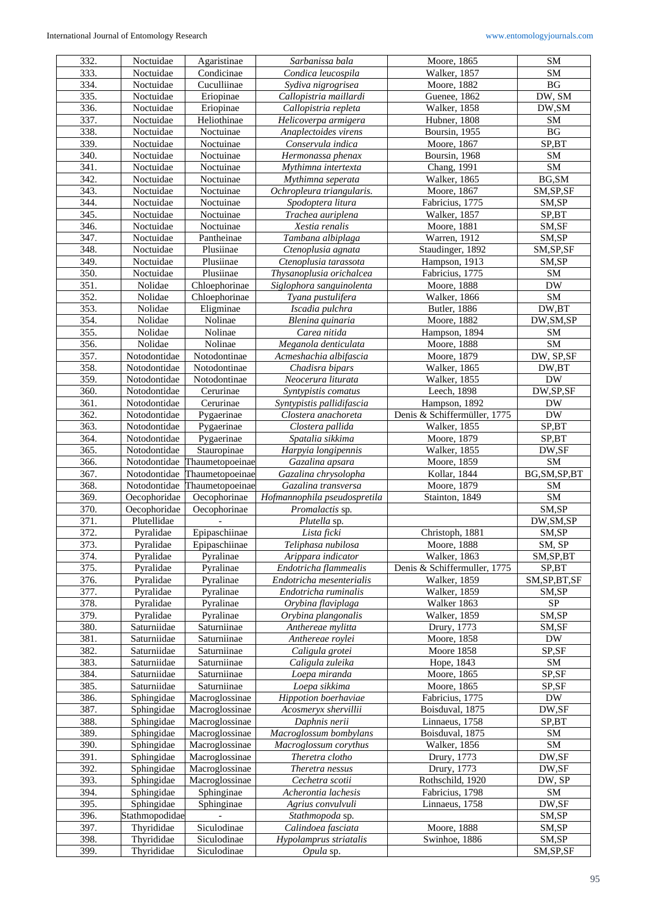| 332. | Noctuidae | Agaristinae | *Sarbanissa bala* | Moore, 1865 | SM |
|---|---|---|---|---|---|
| 333. | Noctuidae | Condicinae | *Condica leucospila* | Walker, 1857 | SM |
| 334. | Noctuidae | Cuculliinae | *Sydiva nigrogrisea* | Moore, 1882 | BG |
| 335. | Noctuidae | Eriopinae | *Callopistria maillardi* | Guenee, 1862 | DW, SM |
| 336. | Noctuidae | Eriopinae | *Callopistria repleta* | Walker, 1858 | DW,SM |
| 337. | Noctuidae | Heliothinae | *Helicoverpa armigera* | Hubner, 1808 | SM |
| 338. | Noctuidae | Noctuinae | *Anaplectoides virens* | Boursin, 1955 | BG |
| 339. | Noctuidae | Noctuinae | *Conservula indica* | Moore, 1867 | SP,BT |
| 340. | Noctuidae | Noctuinae | *Hermonassa phenax* | Boursin, 1968 | SM |
| 341. | Noctuidae | Noctuinae | *Mythimna intertexta* | Chang, 1991 | SM |
| 342. | Noctuidae | Noctuinae | *Mythimna seperata* | Walker, 1865 | BG,SM |
| 343. | Noctuidae | Noctuinae | *Ochropleura triangularis.* | Moore, 1867 | SM,SP,SF |
| 344. | Noctuidae | Noctuinae | *Spodoptera litura* | Fabricius, 1775 | SM,SP |
| 345. | Noctuidae | Noctuinae | *Trachea auriplena* | Walker, 1857 | SP,BT |
| 346. | Noctuidae | Noctuinae | *Xestia renalis* | Moore, 1881 | SM,SF |
| 347. | Noctuidae | Pantheinae | *Tambana albiplaga* | Warren, 1912 | SM,SP |
| 348. | Noctuidae | Plusiinae | *Ctenoplusia agnata* | Staudinger, 1892 | SM,SP,SF |
| 349. | Noctuidae | Plusiinae | *Ctenoplusia tarassota* | Hampson, 1913 | SM,SP |
| 350. | Noctuidae | Plusiinae | *Thysanoplusia orichalcea* | Fabricius, 1775 | SM |
| 351. | Nolidae | Chloephorinae | *Siglophora sanguinolenta* | Moore, 1888 | DW |
| 352. | Nolidae | Chloephorinae | *Tyana pustulifera* | Walker, 1866 | SM |
| 353. | Nolidae | Eligminae | *Iscadia pulchra* | Butler, 1886 | DW,BT |
| 354. | Nolidae | Nolinae | *Blenina quinaria* | Moore, 1882 | DW,SM,SP |
| 355. | Nolidae | Nolinae | *Carea nitida* | Hampson, 1894 | SM |
| 356. | Nolidae | Nolinae | *Meganola denticulata* | Moore, 1888 | SM |
| 357. | Notodontidae | Notodontinae | *Acmeshachia albifascia* | Moore, 1879 | DW, SP,SF |
| 358. | Notodontidae | Notodontinae | *Chadisra bipars* | Walker, 1865 | DW,BT |
| 359. | Notodontidae | Notodontinae | *Neocerura liturata* | Walker, 1855 | DW |
| 360. | Notodontidae | Cerurinae | *Syntypistis comatus* | Leech, 1898 | DW,SP,SF |
| 361. | Notodontidae | Cerurinae | *Syntypistis pallidifascia* | Hampson, 1892 | DW |
| 362. | Notodontidae | Pygaerinae | *Clostera anachoreta* | Denis & Schiffermüller, 1775 | DW |
| 363. | Notodontidae | Pygaerinae | *Clostera pallida* | Walker, 1855 | SP,BT |
| 364. | Notodontidae | Pygaerinae | *Spatalia sikkima* | Moore, 1879 | SP,BT |
| 365. | Notodontidae | Stauropinae | *Harpyia longipennis* | Walker, 1855 | DW,SF |
| 366. | Notodontidae | Thaumetopoeinae | *Gazalina apsara* | Moore, 1859 | SM |
| 367. | Notodontidae | Thaumetopoeinae | *Gazalina chrysolopha* | Kollar, 1844 | BG,SM,SP,BT |
| 368. | Notodontidae | Thaumetopoeinae | *Gazalina transversa* | Moore, 1879 | SM |
| 369. | Oecophoridae | Oecophorinae | *Hofmannophila pseudospretila* | Stainton, 1849 | SM |
| 370. | Oecophoridae | Oecophorinae | *Promalactis* sp. | | SM,SP |
| 371. | Plutellidae | - | *Plutella* sp. | | DW,SM,SP |
| 372. | Pyralidae | Epipaschiinae | *Lista ficki* | Christoph, 1881 | SM,SP |
| 373. | Pyralidae | Epipaschiinae | *Teliphasa nubilosa* | Moore, 1888 | SM, SP |
| 374. | Pyralidae | Pyralinae | *Arippara indicator* | Walker, 1863 | SM,SP,BT |
| 375. | Pyralidae | Pyralinae | *Endotricha flammealis* | Denis & Schiffermuller, 1775 | SP,BT |
| 376. | Pyralidae | Pyralinae | *Endotricha mesenterialis* | Walker, 1859 | SM,SP,BT,SF |
| 377. | Pyralidae | Pyralinae | *Endotricha ruminalis* | Walker, 1859 | SM,SP |
| 378. | Pyralidae | Pyralinae | *Orybina flaviplaga* | Walker 1863 | SP |
| 379. | Pyralidae | Pyralinae | *Orybina plangonalis* | Walker, 1859 | SM,SP |
| 380. | Saturniidae | Saturniinae | *Anthereae mylitta* | Drury, 1773 | SM,SF |
| 381. | Saturniidae | Saturniinae | *Anthereae roylei* | Moore, 1858 | DW |
| 382. | Saturniidae | Saturniinae | *Caligula grotei* | Moore 1858 | SP,SF |
| 383. | Saturniidae | Saturniinae | *Caligula zuleika* | Hope, 1843 | SM |
| 384. | Saturniidae | Saturniinae | *Loepa miranda* | Moore, 1865 | SP,SF |
| 385. | Saturniidae | Saturniinae | *Loepa sikkima* | Moore, 1865 | SP,SF |
| 386. | Sphingidae | Macroglossinae | *Hippotion boerhaviae* | Fabricius, 1775 | DW |
| 387. | Sphingidae | Macroglossinae | *Acosmeryx shervillii* | Boisduval, 1875 | DW,SF |
| 388. | Sphingidae | Macroglossinae | *Daphnis nerii* | Linnaeus, 1758 | SP,BT |
| 389. | Sphingidae | Macroglossinae | *Macroglossum bombylans* | Boisduval, 1875 | SM |
| 390. | Sphingidae | Macroglossinae | *Macroglossum corythus* | Walker, 1856 | SM |
| 391. | Sphingidae | Macroglossinae | *Theretra clotho* | Drury, 1773 | DW,SF |
| 392. | Sphingidae | Macroglossinae | *Theretra nessus* | Drury, 1773 | DW,SF |
| 393. | Sphingidae | Macroglossinae | *Cechetra scotii* | Rothschild, 1920 | DW, SP |
| 394. | Sphingidae | Sphinginae | *Acherontia lachesis* | Fabricius, 1798 | SM |
| 395. | Sphingidae | Sphinginae | *Agrius convulvuli* | Linnaeus, 1758 | DW,SF |
| 396. | Stathmopodidae | - | *Stathmopoda* sp. | | SM,SP |
| 397. | Thyrididae | Siculodinae | *Calindoea fasciata* | Moore, 1888 | SM,SP |
| 398. | Thyrididae | Siculodinae | *Hypolamprus striatalis* | Swinhoe, 1886 | SM,SP |
| 399. | Thyrididae | Siculodinae | *Opula* sp. | | SM,SP,SF |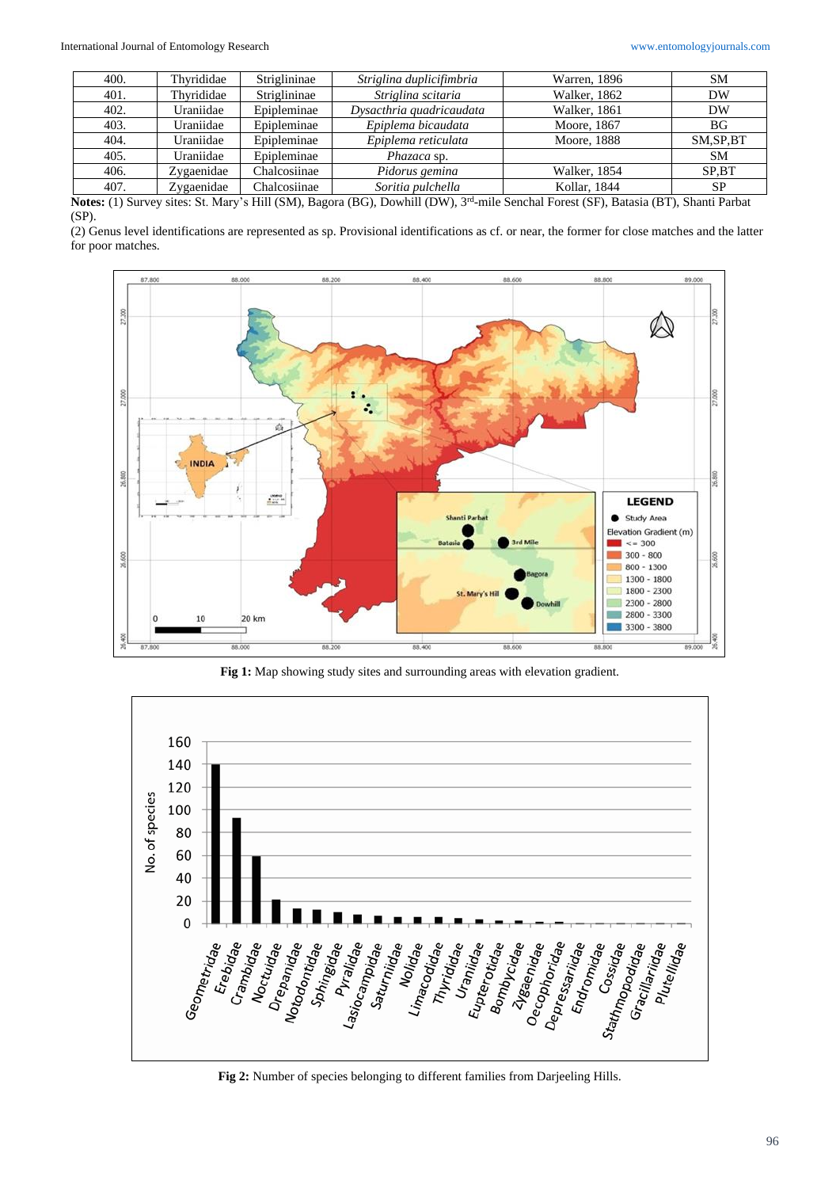| 400. | Thyrididae | Striglininae | *Striglina duplicifimbria* | Warren, 1896 | SM |
|---|---|---|---|---|---|
| 401. | Thyrididae | Striglininae | *Striglina scitaria* | Walker, 1862 | DW |
| 402. | Uraniidae | Epipleminae | *Dysacthria quadricaudata* | Walker, 1861 | DW |
| 403. | Uraniidae | Epipleminae | *Epiplema bicaudata* | Moore, 1867 | BG |
| 404. | Uraniidae | Epipleminae | *Epiplema reticulata* | Moore, 1888 | SM,SP,BT |
| 405. | Uraniidae | Epipleminae | *Phazaca* sp. | | SM |
| 406. | Zygaenidae | Chalcosiinae | *Pidorus gemina* | Walker, 1854 | SP,BT |
| 407. | Zygaenidae | Chalcosiinae | *Soritia pulchella* | Kollar, 1844 | SP |

**Notes:** (1) Survey sites: St. Mary's Hill (SM), Bagora (BG), Dowhill (DW), 3rd-mile Senchal Forest (SF), Batasia (BT), Shanti Parbat (SP).

(2) Genus level identifications are represented as sp. Provisional identifications as cf. or near, the former for close matches and the latter for poor matches.

**Fig 1:** Map showing study sites and surrounding areas with elevation gradient.

**Fig 2:** Number of species belonging to different families from Darjeeling Hills.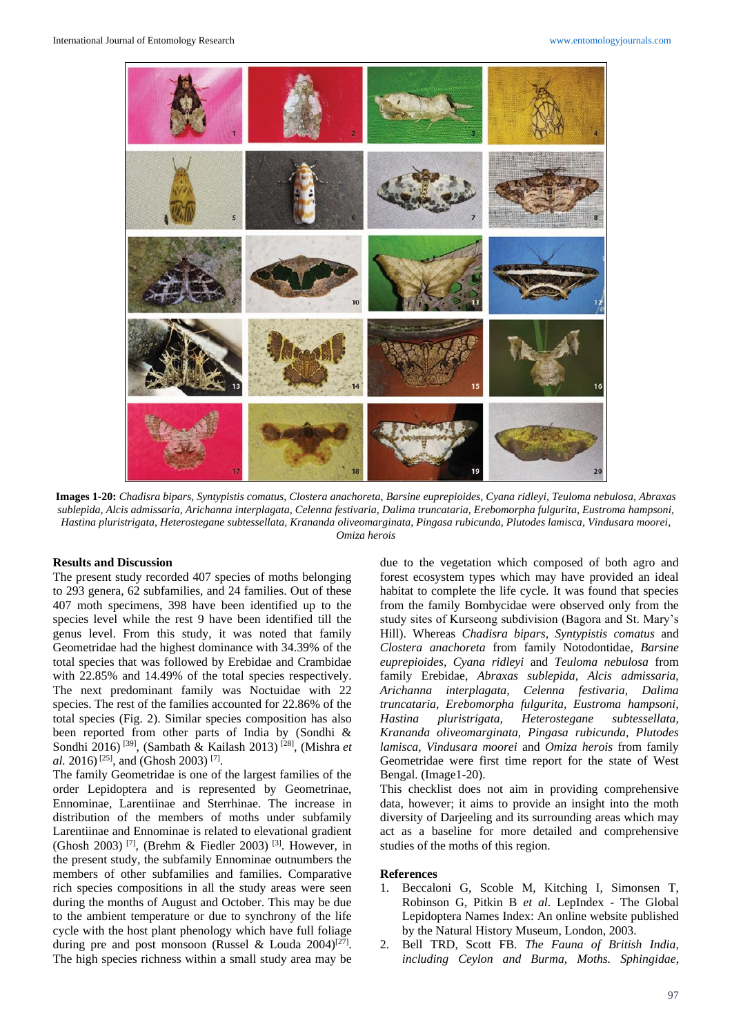**Images 1-20:** *Chadisra bipars, Syntypistis comatus, Clostera anachoreta, Barsine euprepioides, Cyana ridleyi, Teuloma nebulosa, Abraxas sublepida, Alcis admissaria, Arichanna interplagata, Celenna festivaria, Dalima truncataria, Erebomorpha fulgurita, Eustroma hampsoni, Hastina pluristrigata, Heterostegane subtessellata, Krananda oliveomarginata, Pingasa rubicunda, Plutodes lamisca, Vindusara moorei, Omiza herois*

## Results and Discussion

The present study recorded 407 species of moths belonging to 293 genera, 62 subfamilies, and 24 families. Out of these 407 moth specimens, 398 have been identified up to the species level while the rest 9 have been identified till the genus level. From this study, it was noted that family Geometridae had the highest dominance with 34.39% of the total species that was followed by Erebidae and Crambidae with 22.85% and 14.49% of the total species respectively. The next predominant family was Noctuidae with 22 species. The rest of the families accounted for 22.86% of the total species (Fig. 2). Similar species composition has also been reported from other parts of India by (Sondhi & Sondhi 2016) [39], (Sambath & Kailash 2013) [28], (Mishra *et al.* 2016) [25], and (Ghosh 2003) [7].

The family Geometridae is one of the largest families of the order Lepidoptera and is represented by Geometrinae, Ennominae, Larentiinae and Sterrhinae. The increase in distribution of the members of moths under subfamily Larentiinae and Ennominae is related to elevational gradient (Ghosh 2003) [7], (Brehm & Fiedler 2003) [3]. However, in the present study, the subfamily Ennominae outnumbers the members of other subfamilies and families. Comparative rich species compositions in all the study areas were seen during the months of August and October. This may be due to the ambient temperature or due to synchrony of the life cycle with the host plant phenology which have full foliage during pre and post monsoon (Russel & Louda 2004)[27]. The high species richness within a small study area may be due to the vegetation which composed of both agro and forest ecosystem types which may have provided an ideal habitat to complete the life cycle. It was found that species from the family Bombycidae were observed only from the study sites of Kurseong subdivision (Bagora and St. Mary's Hill). Whereas *Chadisra bipars, Syntypistis comatus* and *Clostera anachoreta* from family Notodontidae, *Barsine euprepioides, Cyana ridleyi* and *Teuloma nebulosa* from family Erebidae, *Abraxas sublepida, Alcis admissaria, Arichanna interplagata, Celenna festivaria, Dalima truncataria, Erebomorpha fulgurita, Eustroma hampsoni, Hastina pluristrigata, Heterostegane subtessellata, Krananda oliveomarginata, Pingasa rubicunda, Plutodes lamisca, Vindusara moorei* and *Omiza herois* from family Geometridae were first time report for the state of West Bengal. (Image1-20).

This checklist does not aim in providing comprehensive data, however; it aims to provide an insight into the moth diversity of Darjeeling and its surrounding areas which may act as a baseline for more detailed and comprehensive studies of the moths of this region.

## References

1. Beccaloni G, Scoble M, Kitching I, Simonsen T, Robinson G, Pitkin B *et al*. LepIndex - The Global Lepidoptera Names Index: An online website published by the Natural History Museum, London, 2003.
2. Bell TRD, Scott FB. *The Fauna of British India, including Ceylon and Burma, Moths. Sphingidae,*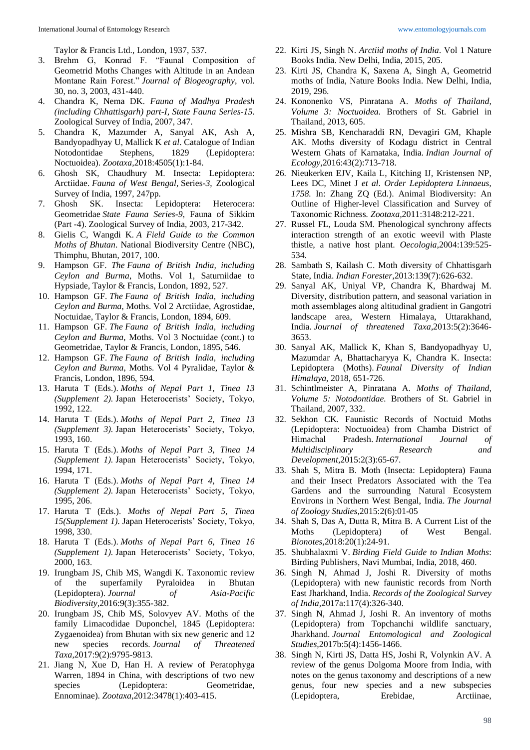Taylor & Francis Ltd., London, 1937, 537.

3. Brehm G, Konrad F. "Faunal Composition of Geometrid Moths Changes with Altitude in an Andean Montane Rain Forest." *Journal of Biogeography*, vol. 30, no. 3, 2003, 431-440.
4. Chandra K, Nema DK. *Fauna of Madhya Pradesh (including Chhattisgarh) part-I, State Fauna Series-15*. Zoological Survey of India, 2007, 347.
5. Chandra K, Mazumder A, Sanyal AK, Ash A, Bandyopadhyay U, Mallick K *et al*. Catalogue of Indian Notodontidae Stephens, 1829 (Lepidoptera: Noctuoidea). *Zootaxa*,2018:4505(1):1-84.
6. Ghosh SK, Chaudhury M. Insecta: Lepidoptera: Arctiidae. *Fauna of West Bengal*, Series-*3*, Zoological Survey of India, 1997, 247pp.
7. Ghosh SK. Insecta: Lepidoptera: Heterocera: Geometridae *State Fauna Series-9*, Fauna of Sikkim (Part -4). Zoological Survey of India, 2003, 217-342.
8. Gielis C, Wangdi K. *A Field Guide to the Common Moths of Bhutan*. National Biodiversity Centre (NBC), Thimphu, Bhutan, 2017, 100.
9. Hampson GF. *The Fauna of British India, including Ceylon and Burma*, Moths. Vol 1, Saturniidae to Hypsiade, Taylor & Francis, London, 1892, 527.
10. Hampson GF. *The Fauna of British India, including Ceylon and Burma*, Moths. Vol 2 Arctiidae, Agrostidae, Noctuidae, Taylor & Francis, London, 1894, 609.
11. Hampson GF. *The Fauna of British India, including Ceylon and Burma*, Moths. Vol 3 Noctuidae (cont.) to Geometridae, Taylor & Francis, London, 1895, 546.
12. Hampson GF. *The Fauna of British India, including Ceylon and Burma*, Moths. Vol 4 Pyralidae, Taylor & Francis, London, 1896, 594.
13. Haruta T (Eds.). *Moths of Nepal Part 1, Tinea 13 (Supplement 2)*. Japan Heterocerists' Society, Tokyo, 1992, 122.
14. Haruta T (Eds.). *Moths of Nepal Part 2, Tinea 13 (Supplement 3)*. Japan Heterocerists' Society, Tokyo, 1993, 160.
15. Haruta T (Eds.). *Moths of Nepal Part 3, Tinea 14 (Supplement 1)*. Japan Heterocerists' Society, Tokyo, 1994, 171.
16. Haruta T (Eds.). *Moths of Nepal Part 4, Tinea 14 (Supplement 2)*. Japan Heterocerists' Society, Tokyo, 1995, 206.
17. Haruta T (Eds.). *Moths of Nepal Part 5, Tinea 15(Supplement 1)*. Japan Heterocerists' Society, Tokyo, 1998, 330.
18. Haruta T (Eds.). *Moths of Nepal Part 6, Tinea 16 (Supplement 1)*. Japan Heterocerists' Society, Tokyo, 2000, 163.
19. Irungbam JS, Chib MS, Wangdi K. Taxonomic review of the superfamily Pyraloidea in Bhutan (Lepidoptera). *Journal of Asia-Pacific Biodiversity*,2016:9(3):355-382.
20. Irungbam JS, Chib MS, Solovyev AV. Moths of the family Limacodidae Duponchel, 1845 (Lepidoptera: Zygaenoidea) from Bhutan with six new generic and 12 new species records. *Journal of Threatened Taxa*,2017:9(2):9795-9813.
21. Jiang N, Xue D, Han H. A review of Peratophyga Warren, 1894 in China, with descriptions of two new species (Lepidoptera: Geometridae, Ennominae). *Zootaxa*,2012:3478(1):403-415.
22. Kirti JS, Singh N. *Arctiid moths of India*. Vol 1 Nature Books India. New Delhi, India, 2015, 205.
23. Kirti JS, Chandra K, Saxena A, Singh A, Geometrid moths of India, Nature Books India. New Delhi, India, 2019, 296.
24. Kononenko VS, Pinratana A. *Moths of Thailand, Volume 3: Noctuoidea.* Brothers of St. Gabriel in Thailand, 2013, 605.
25. Mishra SB, Kencharaddi RN, Devagiri GM, Khaple AK. Moths diversity of Kodagu district in Central Western Ghats of Karnataka, India. *Indian Journal of Ecology*,2016:43(2):713-718.
26. Nieukerken EJV, Kaila L, Kitching IJ, Kristensen NP, Lees DC, Minet J *et al*. *Order Lepidoptera Linnaeus, 1758.* In: Zhang ZQ (Ed.). Animal Biodiversity: An Outline of Higher-level Classification and Survey of Taxonomic Richness. *Zootaxa*,2011:3148:212-221.
27. Russel FL, Louda SM. Phenological synchrony affects interaction strength of an exotic weevil with Plaste thistle, a native host plant. *Oecologia*,2004:139:525-534.
28. Sambath S, Kailash C. Moth diversity of Chhattisgarh State, India. *Indian Forester*,2013:139(7):626-632.
29. Sanyal AK, Uniyal VP, Chandra K, Bhardwaj M. Diversity, distribution pattern, and seasonal variation in moth assemblages along altitudinal gradient in Gangotri landscape area, Western Himalaya, Uttarakhand, India. *Journal of threatened Taxa*,2013:5(2):3646-3653.
30. Sanyal AK, Mallick K, Khan S, Bandyopadhyay U, Mazumdar A, Bhattacharyya K, Chandra K. Insecta: Lepidoptera (Moths). *Faunal Diversity of Indian Himalaya*, 2018, 651-726.
31. Schintlmeister A, Pinratana A. *Moths of Thailand, Volume 5: Notodontidae.* Brothers of St. Gabriel in Thailand, 2007, 332.
32. Sekhon CK. Faunistic Records of Noctuid Moths (Lepidoptera: Noctuoidea) from Chamba District of Himachal Pradesh. *International Journal of Multidisciplinary Research and Development*,2015:2(3):65-67.
33. Shah S, Mitra B. Moth (Insecta: Lepidoptera) Fauna and their Insect Predators Associated with the Tea Gardens and the surrounding Natural Ecosystem Environs in Northern West Bengal, India. *The Journal of Zoology Studies*,2015:2(6):01-05
34. Shah S, Das A, Dutta R, Mitra B. A Current List of the Moths (Lepidoptera) of West Bengal. *Bionotes*,2018:20(1):24-91.
35. Shubhalaxmi V. *Birding Field Guide to Indian Moths*: Birding Publishers, Navi Mumbai, India, 2018, 460.
36. Singh N, Ahmad J, Joshi R. Diversity of moths (Lepidoptera) with new faunistic records from North East Jharkhand, India. *Records of the Zoological Survey of India*,2017a:117(4):326-340.
37. Singh N, Ahmad J, Joshi R. An inventory of moths (Lepidoptera) from Topchanchi wildlife sanctuary, Jharkhand. *Journal Entomological and Zoological Studies*,2017b:5(4):1456-1466.
38. Singh N, Kirti JS, Datta HS, Joshi R, Volynkin AV. A review of the genus Dolgoma Moore from India, with notes on the genus taxonomy and descriptions of a new genus, four new species and a new subspecies (Lepidoptera, Erebidae, Arctiinae,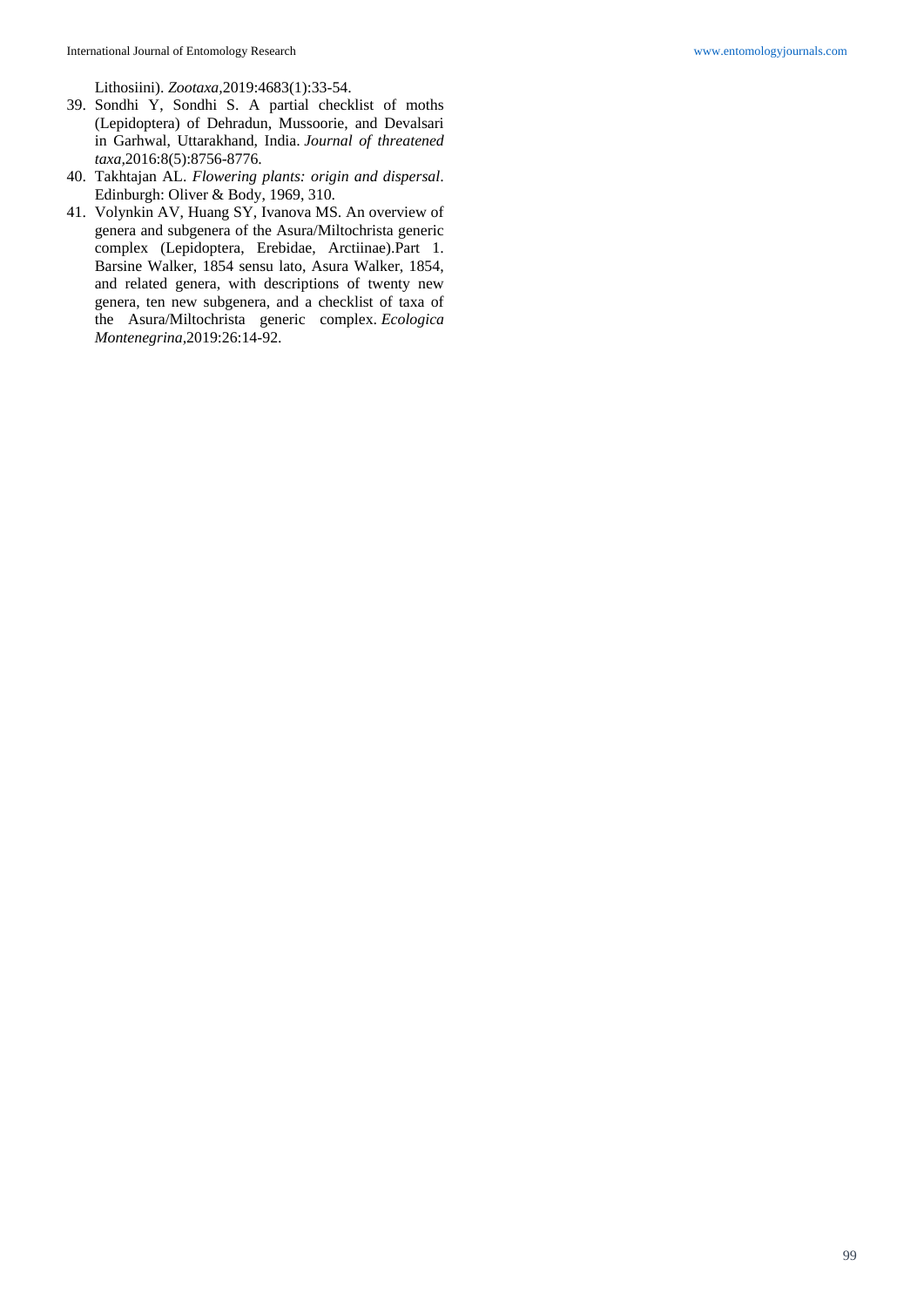Lithosiini). *Zootaxa*,2019:4683(1):33-54.

39. Sondhi Y, Sondhi S. A partial checklist of moths (Lepidoptera) of Dehradun, Mussoorie, and Devalsari in Garhwal, Uttarakhand, India. *Journal of threatened taxa*,2016:8(5):8756-8776.
40. Takhtajan AL. *Flowering plants: origin and dispersal*. Edinburgh: Oliver & Body, 1969, 310.
41. Volynkin AV, Huang SY, Ivanova MS. An overview of genera and subgenera of the Asura/Miltochrista generic complex (Lepidoptera, Erebidae, Arctiinae).Part 1. Barsine Walker, 1854 sensu lato, Asura Walker, 1854, and related genera, with descriptions of twenty new genera, ten new subgenera, and a checklist of taxa of the Asura/Miltochrista generic complex. *Ecologica Montenegrina*,2019:26:14-92.